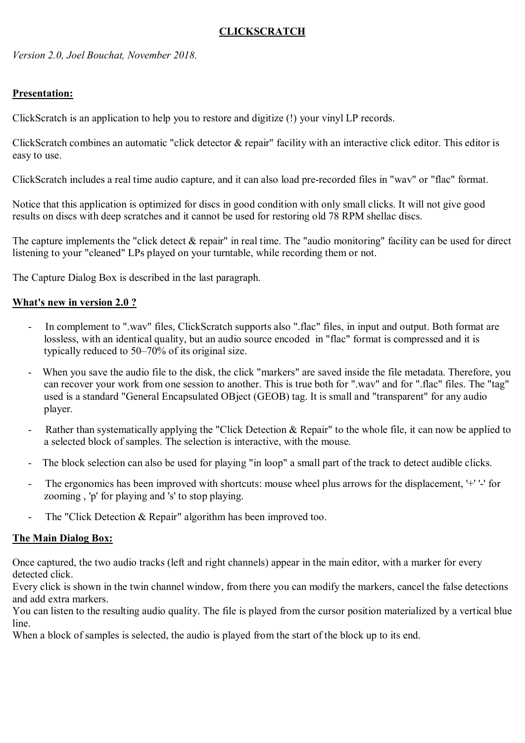# CLICKSCRATCH

*Version 2.0, Joel Bouchat, November 2018.*

## Presentation:

ClickScratch is an application to help you to restore and digitize (!) your vinyl LP records.

ClickScratch combines an automatic "click detector & repair" facility with an interactive click editor. This editor is easy to use.

ClickScratch includes a real time audio capture, and it can also load pre-recorded files in "wav" or "flac" format.

Notice that this application is optimized for discs in good condition with only small clicks. It will not give good results on discs with deep scratches and it cannot be used for restoring old 78 RPM shellac discs.

The capture implements the "click detect & repair" in real time. The "audio monitoring" facility can be used for direct listening to your "cleaned" LPs played on your turntable, while recording them or not.

The Capture Dialog Box is described in the last paragraph.

## What's new in version 2.0 ?

- In complement to ".wav" files, ClickScratch supports also ".flac" files, in input and output. Both format are lossless, with an identical quality, but an audio source encoded in "flac" format is compressed and it is typically reduced to 50–70% of its original size.
- When you save the audio file to the disk, the click "markers" are saved inside the file metadata. Therefore, you can recover your work from one session to another. This is true both for ".wav" and for ".flac" files. The "tag" used is a standard "General Encapsulated OBject (GEOB) tag. It is small and "transparent" for any audio player.
- Rather than systematically applying the "Click Detection & Repair" to the whole file, it can now be applied to a selected block of samples. The selection is interactive, with the mouse.
- The block selection can also be used for playing "in loop" a small part of the track to detect audible clicks.
- The ergonomics has been improved with shortcuts: mouse wheel plus arrows for the displacement, '+' '-' for zooming , 'p' for playing and 's' to stop playing.
- The "Click Detection & Repair" algorithm has been improved too.

## The Main Dialog Box:

Once captured, the two audio tracks (left and right channels) appear in the main editor, with a marker for every detected click.
Every click is shown in the twin channel window, from there you can modify the markers, cancel the false detections and add extra markers.
You can listen to the resulting audio quality. The file is played from the cursor position materialized by a vertical blue line.
When a block of samples is selected, the audio is played from the start of the block up to its end.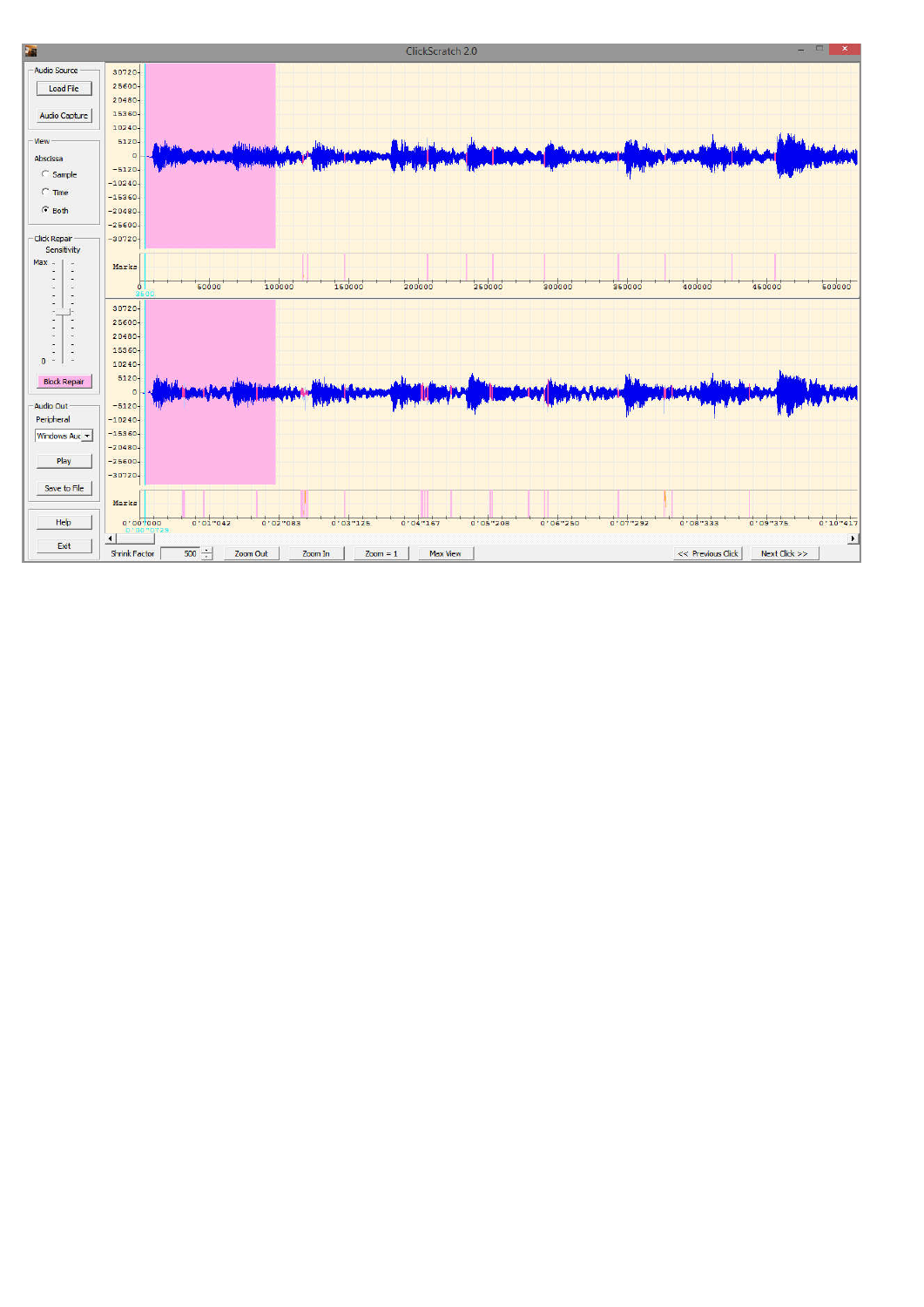ClickScratch 2.0

Audio Source
Load File
Audio Capture

View
Abscissa
Sample
Time
Both

Click Repair
Sensitivity
Max
0
Block Repair

Audio Out
Peripheral
Windows Auc
Play
Save to File

Help
Exit

30720
25600
20480
15360
10240
5120
0
−5120
−10240
−15360
−20480
−25600
−30720

Marks

0 50000 100000 150000 200000 250000 300000 350000 400000 450000 500000
3600

30720
25600
20480
15360
10240
5120
0
−5120
−10240
−15360
−20480
−25600
−30720

Marks

0'00"000 0'01"042 0'02"083 0'03"125 0'04"167 0'05"208 0'06"250 0'07"292 0'08"333 0'09"375 0'10"417
0'00"073

Shrink Factor 500
Zoom Out
Zoom In
Zoom = 1
Max View
<< Previous Click
Next Click >>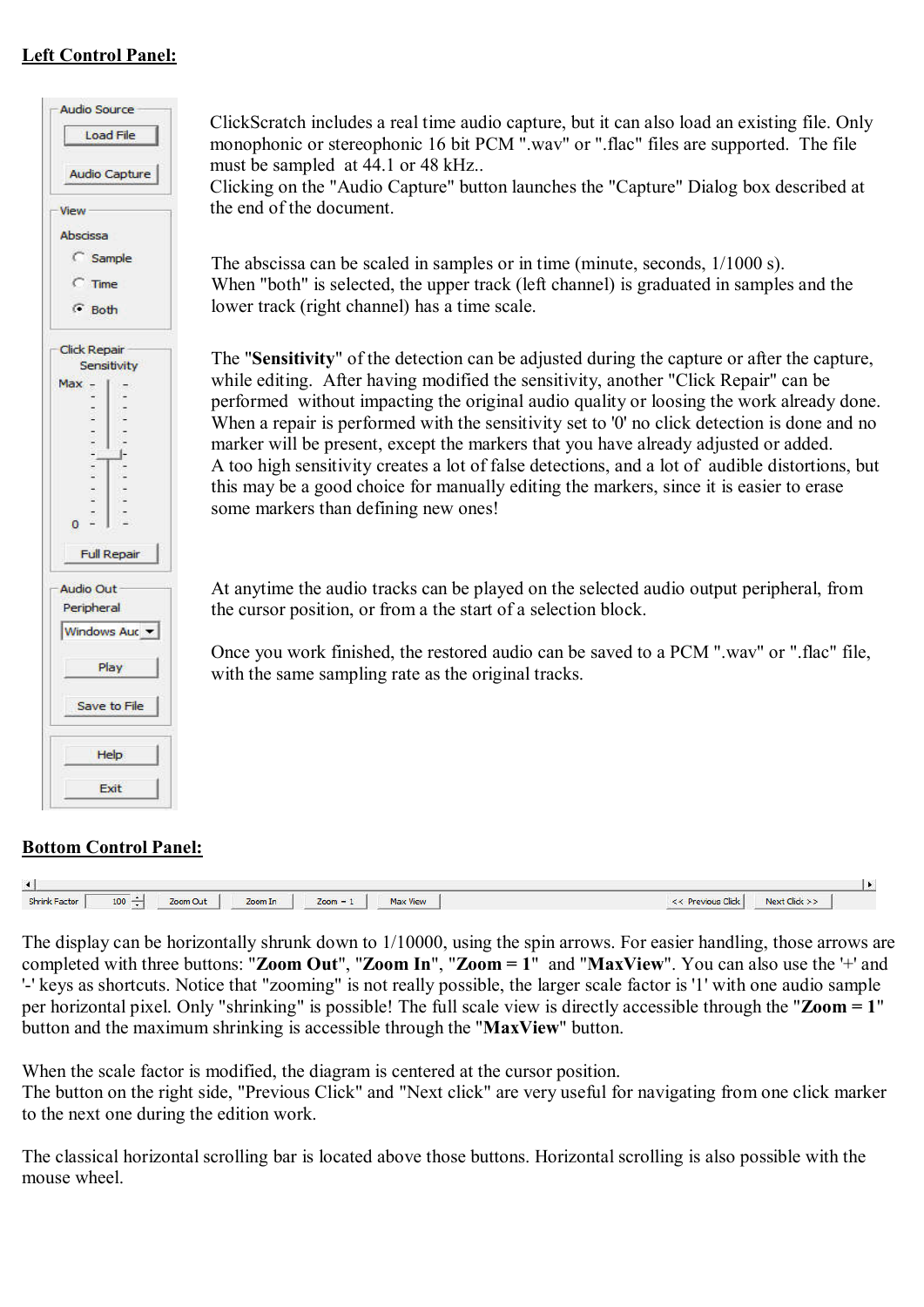**Left Control Panel:**

ClickScratch includes a real time audio capture, but it can also load an existing file. Only monophonic or stereophonic 16 bit PCM ".wav" or ".flac" files are supported. The file must be sampled at 44.1 or 48 kHz..
Clicking on the "Audio Capture" button launches the "Capture" Dialog box described at the end of the document.

The abscissa can be scaled in samples or in time (minute, seconds, 1/1000 s).
When "both" is selected, the upper track (left channel) is graduated in samples and the lower track (right channel) has a time scale.

The "**Sensitivity**" of the detection can be adjusted during the capture or after the capture, while editing. After having modified the sensitivity, another "Click Repair" can be performed without impacting the original audio quality or loosing the work already done. When a repair is performed with the sensitivity set to '0' no click detection is done and no marker will be present, except the markers that you have already adjusted or added.
A too high sensitivity creates a lot of false detections, and a lot of audible distortions, but this may be a good choice for manually editing the markers, since it is easier to erase some markers than defining new ones!

At anytime the audio tracks can be played on the selected audio output peripheral, from the cursor position, or from a the start of a selection block.

Once you work finished, the restored audio can be saved to a PCM ".wav" or ".flac" file, with the same sampling rate as the original tracks.

**Bottom Control Panel:**

The display can be horizontally shrunk down to 1/10000, using the spin arrows. For easier handling, those arrows are completed with three buttons: "**Zoom Out**", "**Zoom In**", "**Zoom = 1**" and "**MaxView**". You can also use the '+' and '-' keys as shortcuts. Notice that "zooming" is not really possible, the larger scale factor is '1' with one audio sample per horizontal pixel. Only "shrinking" is possible! The full scale view is directly accessible through the "**Zoom = 1**" button and the maximum shrinking is accessible through the "**MaxView**" button.

When the scale factor is modified, the diagram is centered at the cursor position.
The button on the right side, "Previous Click" and "Next click" are very useful for navigating from one click marker to the next one during the edition work.

The classical horizontal scrolling bar is located above those buttons. Horizontal scrolling is also possible with the mouse wheel.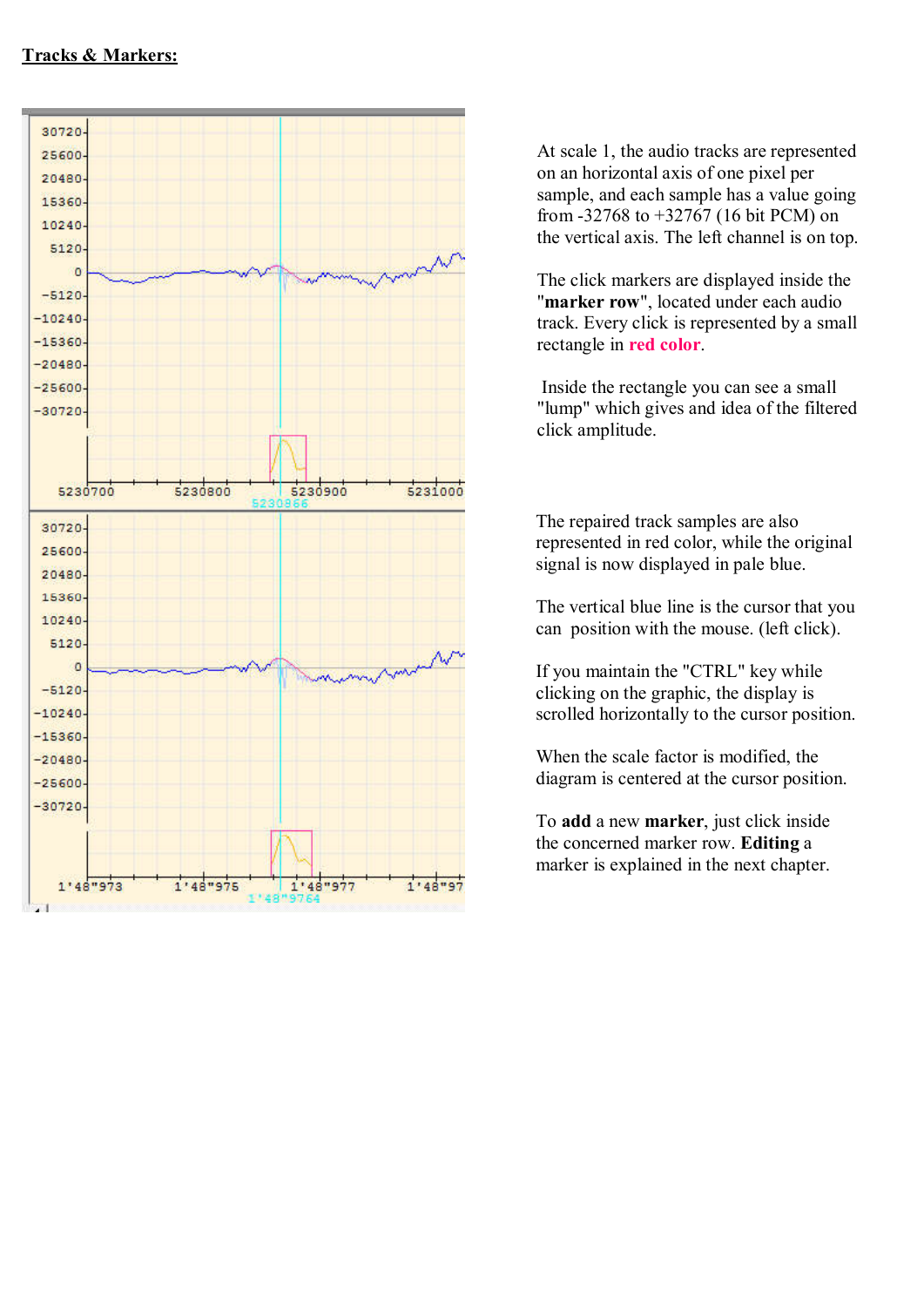## Tracks & Markers:

30720
25600
20480
15360
10240
5120
0
-5120
-10240
-15360
-20480
-25600
-30720

5230700
5230800
5230900
5231000
5230866

30720
25600
20480
15360
10240
5120
0
-5120
-10240
-15360
-20480
-25600
-30720

1'48"973
1'48"975
1'48"977
1'48"97
1'48"9764

At scale 1, the audio tracks are represented on an horizontal axis of one pixel per sample, and each sample has a value going from -32768 to +32767 (16 bit PCM) on the vertical axis. The left channel is on top.

The click markers are displayed inside the "**marker row**", located under each audio track. Every click is represented by a small rectangle in **red color**.

Inside the rectangle you can see a small "lump" which gives and idea of the filtered click amplitude.

The repaired track samples are also represented in red color, while the original signal is now displayed in pale blue.

The vertical blue line is the cursor that you can position with the mouse. (left click).

If you maintain the "CTRL" key while clicking on the graphic, the display is scrolled horizontally to the cursor position.

When the scale factor is modified, the diagram is centered at the cursor position.

To **add** a new **marker**, just click inside the concerned marker row. **Editing** a marker is explained in the next chapter.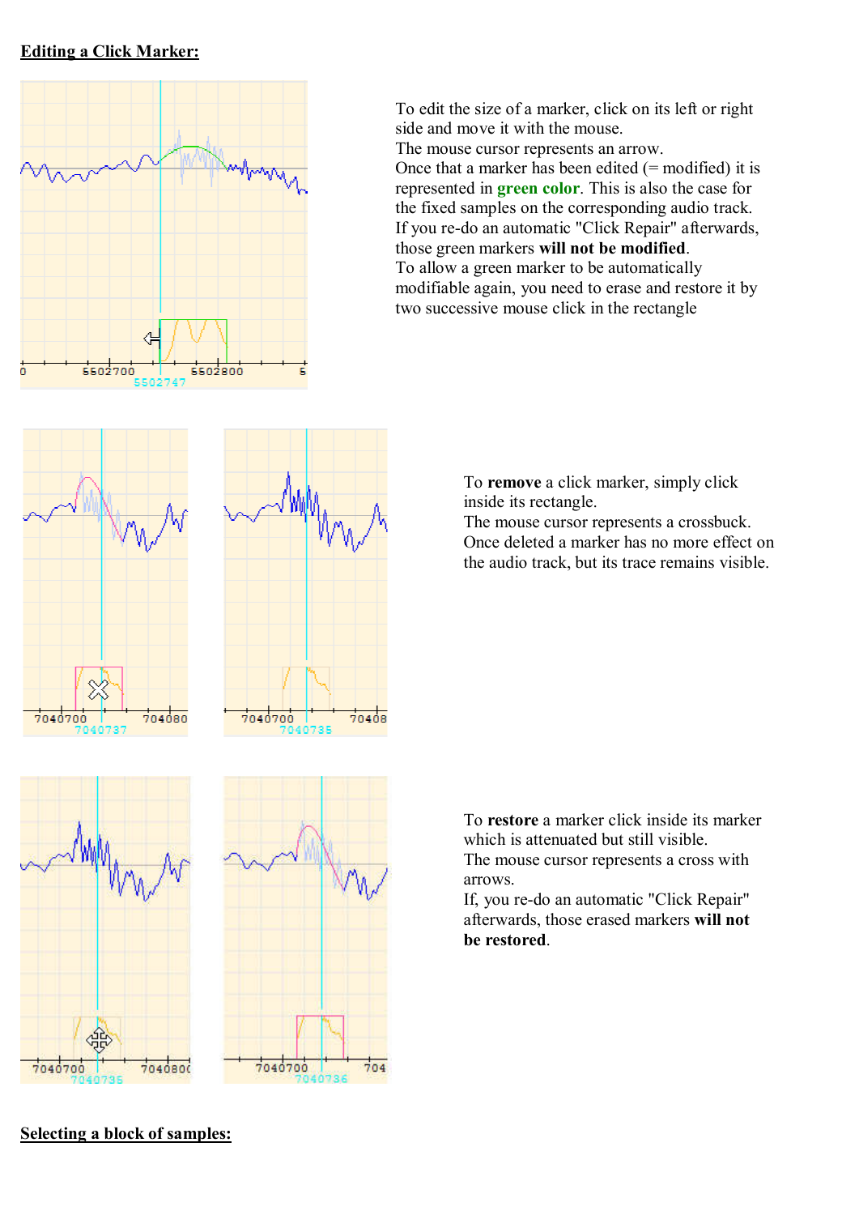**Editing a Click Marker:**

To edit the size of a marker, click on its left or right side and move it with the mouse.
The mouse cursor represents an arrow.
Once that a marker has been edited (= modified) it is represented in **green color**. This is also the case for the fixed samples on the corresponding audio track.
If you re-do an automatic "Click Repair" afterwards, those green markers **will not be modified**.
To allow a green marker to be automatically modifiable again, you need to erase and restore it by two successive mouse click in the rectangle

To **remove** a click marker, simply click inside its rectangle.
The mouse cursor represents a crossbuck.
Once deleted a marker has no more effect on the audio track, but its trace remains visible.

To **restore** a marker click inside its marker which is attenuated but still visible.
The mouse cursor represents a cross with arrows.
If, you re-do an automatic "Click Repair" afterwards, those erased markers **will not be restored**.

**Selecting a block of samples:**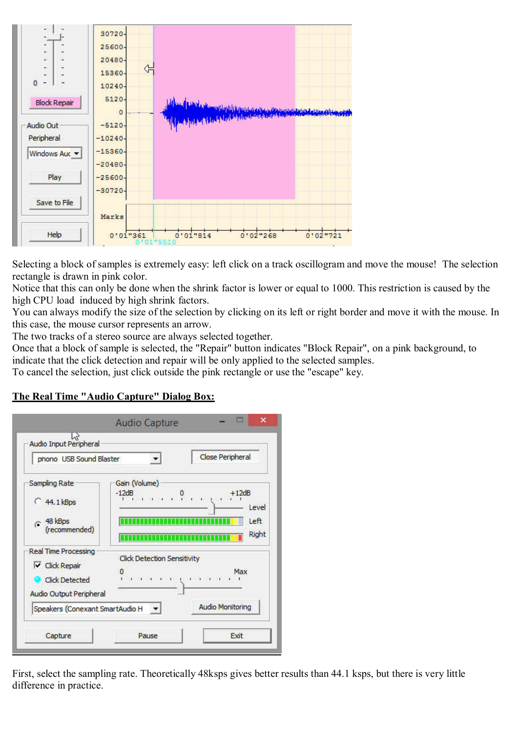Selecting a block of samples is extremely easy: left click on a track oscillogram and move the mouse! The selection rectangle is drawn in pink color.
Notice that this can only be done when the shrink factor is lower or equal to 1000. This restriction is caused by the high CPU load induced by high shrink factors.
You can always modify the size of the selection by clicking on its left or right border and move it with the mouse. In this case, the mouse cursor represents an arrow.
The two tracks of a stereo source are always selected together.
Once that a block of sample is selected, the "Repair" button indicates "Block Repair", on a pink background, to indicate that the click detection and repair will be only applied to the selected samples.
To cancel the selection, just click outside the pink rectangle or use the "escape" key.

**The Real Time "Audio Capture" Dialog Box:**

First, select the sampling rate. Theoretically 48ksps gives better results than 44.1 ksps, but there is very little difference in practice.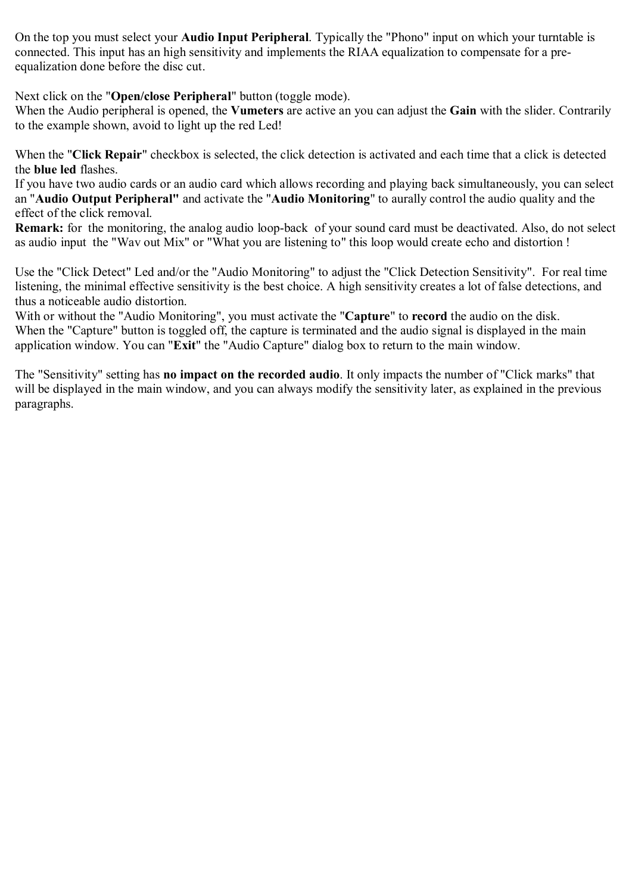On the top you must select your **Audio Input Peripheral**. Typically the "Phono" input on which your turntable is connected. This input has an high sensitivity and implements the RIAA equalization to compensate for a pre-equalization done before the disc cut.

Next click on the "**Open/close Peripheral**" button (toggle mode).
When the Audio peripheral is opened, the **Vumeters** are active an you can adjust the **Gain** with the slider. Contrarily to the example shown, avoid to light up the red Led!

When the "**Click Repair**" checkbox is selected, the click detection is activated and each time that a click is detected the **blue led** flashes.
If you have two audio cards or an audio card which allows recording and playing back simultaneously, you can select an "**Audio Output Peripheral"** and activate the "**Audio Monitoring**" to aurally control the audio quality and the effect of the click removal.
**Remark:** for the monitoring, the analog audio loop-back of your sound card must be deactivated. Also, do not select as audio input the "Wav out Mix" or "What you are listening to" this loop would create echo and distortion !

Use the "Click Detect" Led and/or the "Audio Monitoring" to adjust the "Click Detection Sensitivity". For real time listening, the minimal effective sensitivity is the best choice. A high sensitivity creates a lot of false detections, and thus a noticeable audio distortion.
With or without the "Audio Monitoring", you must activate the "**Capture**" to **record** the audio on the disk.
When the "Capture" button is toggled off, the capture is terminated and the audio signal is displayed in the main application window. You can "**Exit**" the "Audio Capture" dialog box to return to the main window.

The "Sensitivity" setting has **no impact on the recorded audio**. It only impacts the number of "Click marks" that will be displayed in the main window, and you can always modify the sensitivity later, as explained in the previous paragraphs.